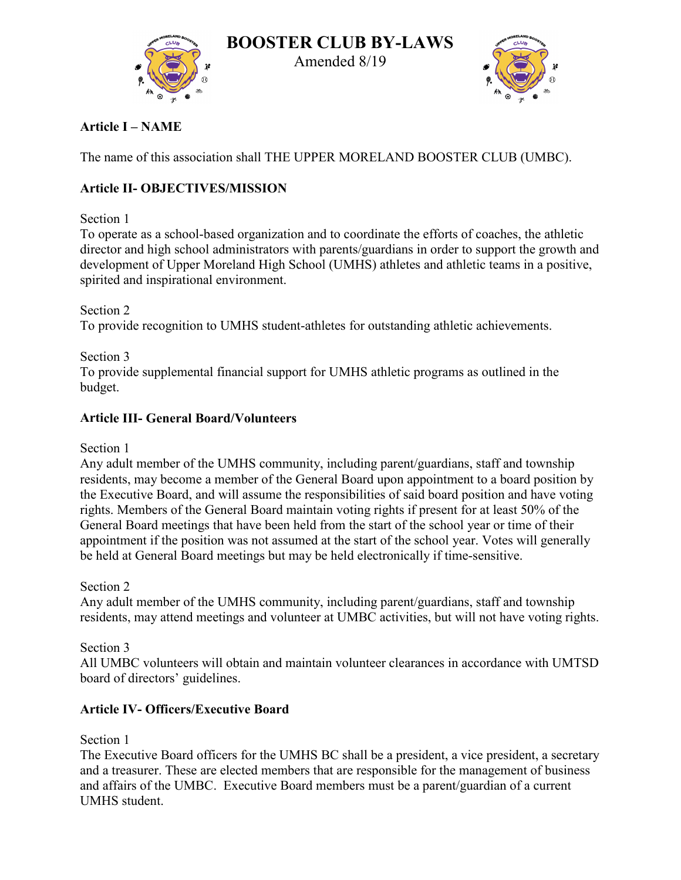# BOOSTER CLUB BY-LAWS

Amended 8/19

## Article I – NAME

The name of this association shall THE UPPER MORELAND BOOSTER CLUB (UMBC).

## Article II- OBJECTIVES/MISSION

Section 1
To operate as a school-based organization and to coordinate the efforts of coaches, the athletic director and high school administrators with parents/guardians in order to support the growth and development of Upper Moreland High School (UMHS) athletes and athletic teams in a positive, spirited and inspirational environment.

Section 2
To provide recognition to UMHS student-athletes for outstanding athletic achievements.

Section 3
To provide supplemental financial support for UMHS athletic programs as outlined in the budget.

## Article III- General Board/Volunteers

Section 1
Any adult member of the UMHS community, including parent/guardians, staff and township residents, may become a member of the General Board upon appointment to a board position by the Executive Board, and will assume the responsibilities of said board position and have voting rights. Members of the General Board maintain voting rights if present for at least 50% of the General Board meetings that have been held from the start of the school year or time of their appointment if the position was not assumed at the start of the school year. Votes will generally be held at General Board meetings but may be held electronically if time-sensitive.

Section 2
Any adult member of the UMHS community, including parent/guardians, staff and township residents, may attend meetings and volunteer at UMBC activities, but will not have voting rights.

Section 3
All UMBC volunteers will obtain and maintain volunteer clearances in accordance with UMTSD board of directors' guidelines.

## Article IV- Officers/Executive Board

Section 1
The Executive Board officers for the UMHS BC shall be a president, a vice president, a secretary and a treasurer. These are elected members that are responsible for the management of business and affairs of the UMBC. Executive Board members must be a parent/guardian of a current UMHS student.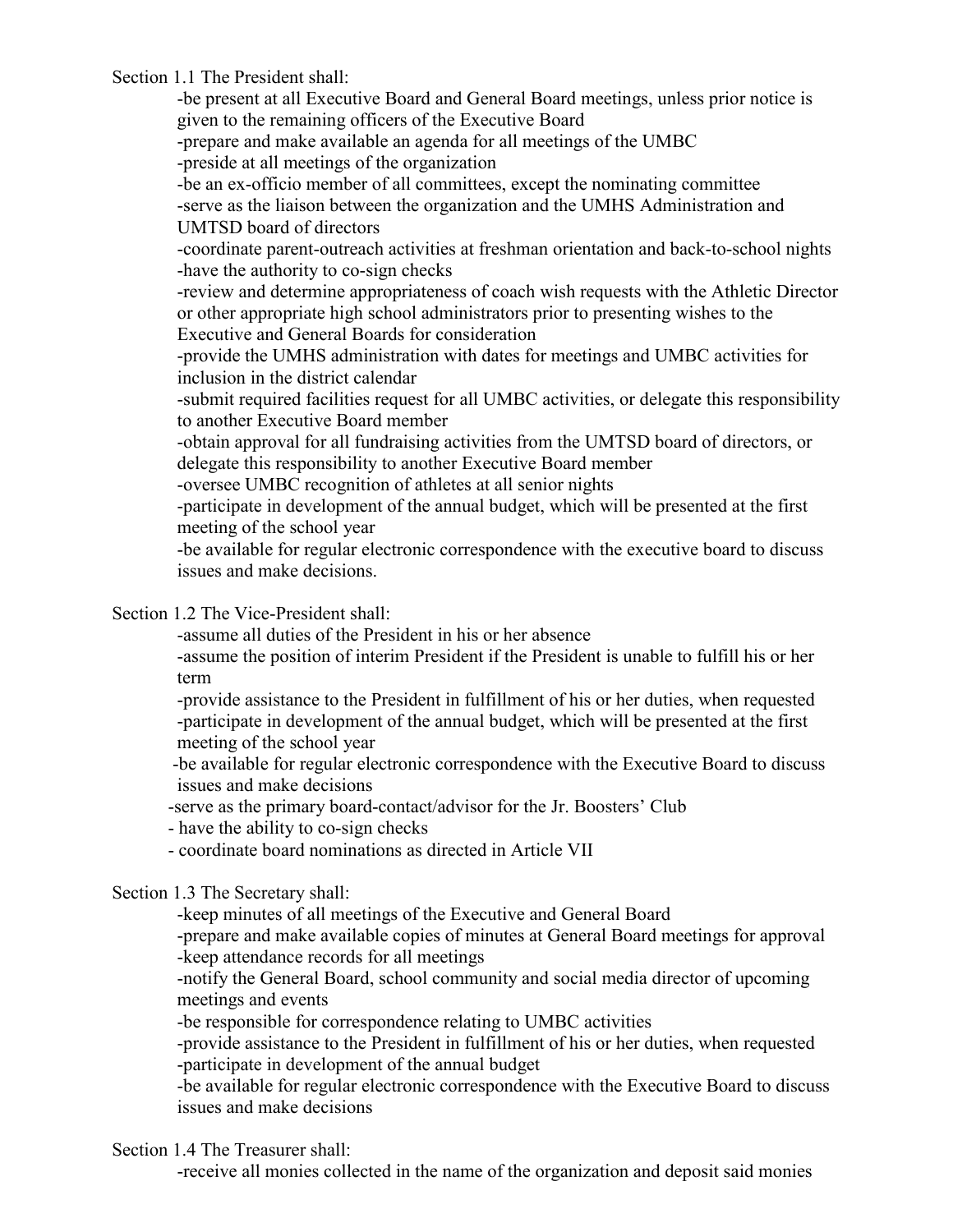Section 1.1 The President shall:

- be present at all Executive Board and General Board meetings, unless prior notice is given to the remaining officers of the Executive Board
- prepare and make available an agenda for all meetings of the UMBC
- preside at all meetings of the organization
- be an ex-officio member of all committees, except the nominating committee
- serve as the liaison between the organization and the UMHS Administration and UMTSD board of directors
- coordinate parent-outreach activities at freshman orientation and back-to-school nights
- have the authority to co-sign checks
- review and determine appropriateness of coach wish requests with the Athletic Director or other appropriate high school administrators prior to presenting wishes to the Executive and General Boards for consideration
- provide the UMHS administration with dates for meetings and UMBC activities for inclusion in the district calendar
- submit required facilities request for all UMBC activities, or delegate this responsibility to another Executive Board member
- obtain approval for all fundraising activities from the UMTSD board of directors, or delegate this responsibility to another Executive Board member
- oversee UMBC recognition of athletes at all senior nights
- participate in development of the annual budget, which will be presented at the first meeting of the school year
- be available for regular electronic correspondence with the executive board to discuss issues and make decisions.

Section 1.2 The Vice-President shall:

- assume all duties of the President in his or her absence
- assume the position of interim President if the President is unable to fulfill his or her term
- provide assistance to the President in fulfillment of his or her duties, when requested
- participate in development of the annual budget, which will be presented at the first meeting of the school year
- be available for regular electronic correspondence with the Executive Board to discuss issues and make decisions
- serve as the primary board-contact/advisor for the Jr. Boosters' Club
- have the ability to co-sign checks
- coordinate board nominations as directed in Article VII

Section 1.3 The Secretary shall:

- keep minutes of all meetings of the Executive and General Board
- prepare and make available copies of minutes at General Board meetings for approval
- keep attendance records for all meetings
- notify the General Board, school community and social media director of upcoming meetings and events
- be responsible for correspondence relating to UMBC activities
- provide assistance to the President in fulfillment of his or her duties, when requested
- participate in development of the annual budget
- be available for regular electronic correspondence with the Executive Board to discuss issues and make decisions

Section 1.4 The Treasurer shall:

- receive all monies collected in the name of the organization and deposit said monies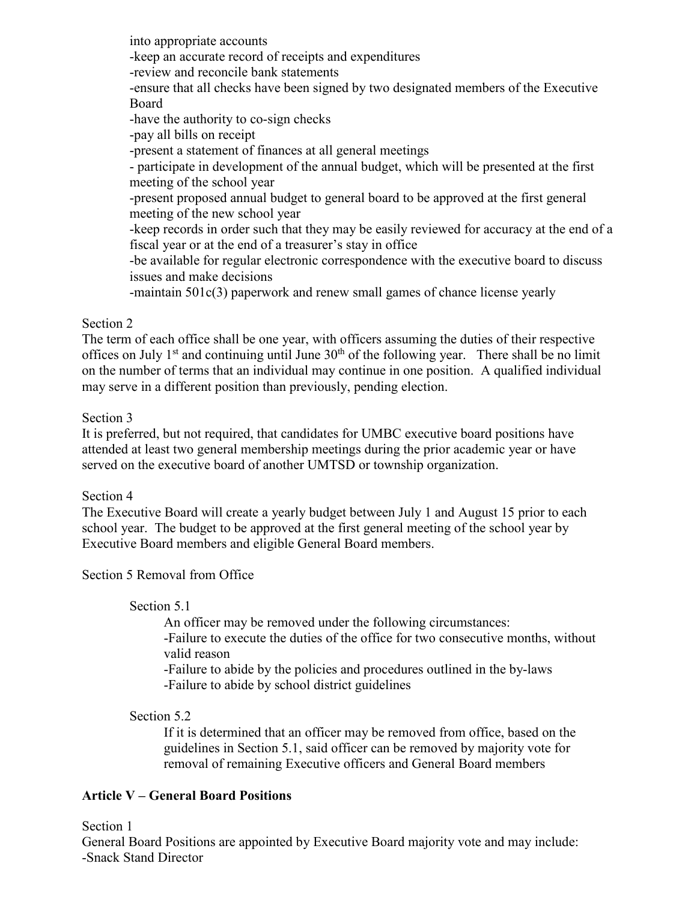into appropriate accounts
-keep an accurate record of receipts and expenditures
-review and reconcile bank statements
-ensure that all checks have been signed by two designated members of the Executive Board
-have the authority to co-sign checks
-pay all bills on receipt
-present a statement of finances at all general meetings
- participate in development of the annual budget, which will be presented at the first meeting of the school year
-present proposed annual budget to general board to be approved at the first general meeting of the new school year
-keep records in order such that they may be easily reviewed for accuracy at the end of a fiscal year or at the end of a treasurer's stay in office
-be available for regular electronic correspondence with the executive board to discuss issues and make decisions
-maintain 501c(3) paperwork and renew small games of chance license yearly

Section 2
The term of each office shall be one year, with officers assuming the duties of their respective offices on July 1st and continuing until June 30th of the following year. There shall be no limit on the number of terms that an individual may continue in one position. A qualified individual may serve in a different position than previously, pending election.

Section 3
It is preferred, but not required, that candidates for UMBC executive board positions have attended at least two general membership meetings during the prior academic year or have served on the executive board of another UMTSD or township organization.

Section 4
The Executive Board will create a yearly budget between July 1 and August 15 prior to each school year. The budget to be approved at the first general meeting of the school year by Executive Board members and eligible General Board members.

Section 5 Removal from Office

Section 5.1
An officer may be removed under the following circumstances:
-Failure to execute the duties of the office for two consecutive months, without valid reason
-Failure to abide by the policies and procedures outlined in the by-laws
-Failure to abide by school district guidelines

Section 5.2
If it is determined that an officer may be removed from office, based on the guidelines in Section 5.1, said officer can be removed by majority vote for removal of remaining Executive officers and General Board members

**Article V – General Board Positions**

Section 1
General Board Positions are appointed by Executive Board majority vote and may include:
-Snack Stand Director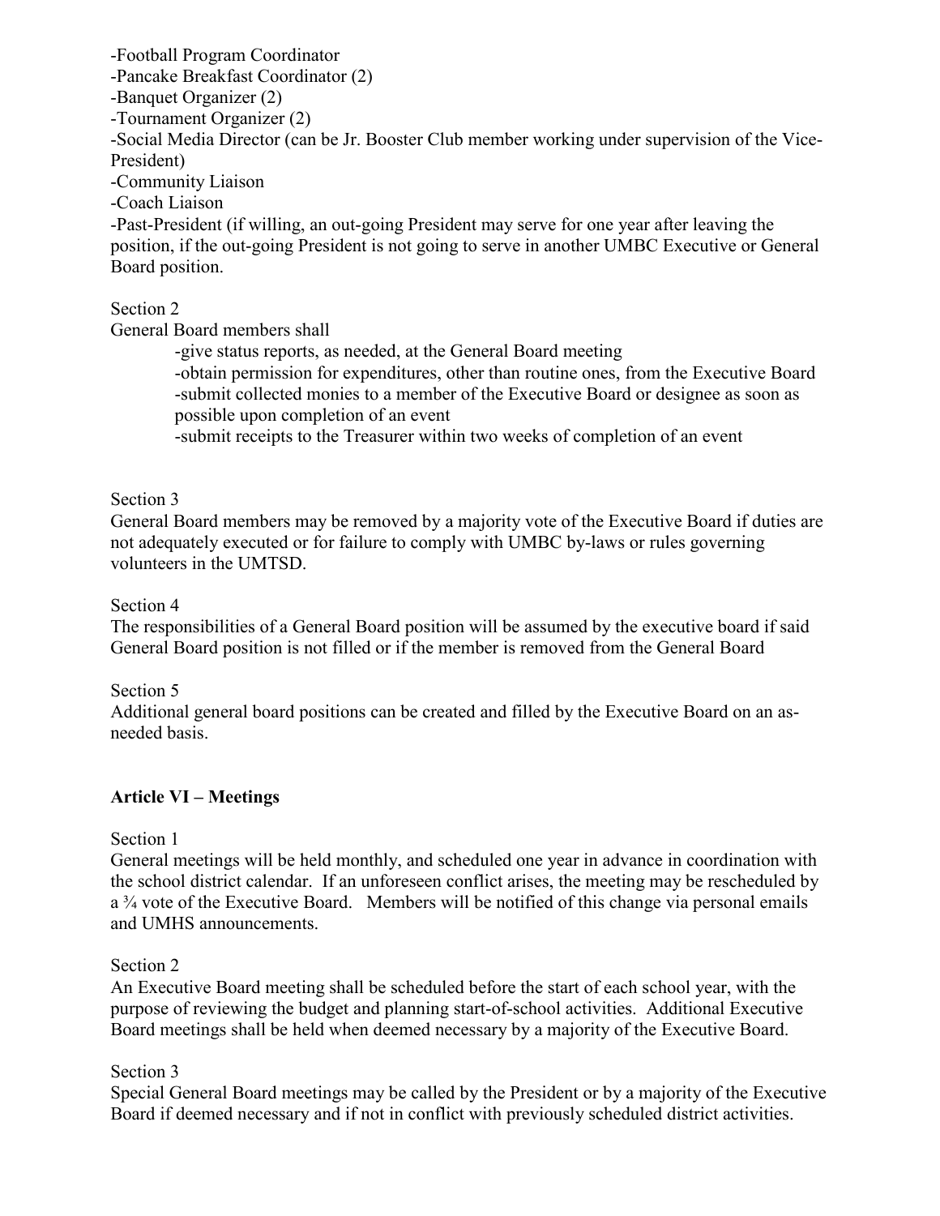-Football Program Coordinator
-Pancake Breakfast Coordinator (2)
-Banquet Organizer (2)
-Tournament Organizer (2)
-Social Media Director (can be Jr. Booster Club member working under supervision of the Vice-President)
-Community Liaison
-Coach Liaison
-Past-President (if willing, an out-going President may serve for one year after leaving the position, if the out-going President is not going to serve in another UMBC Executive or General Board position.

Section 2
General Board members shall

> -give status reports, as needed, at the General Board meeting
> -obtain permission for expenditures, other than routine ones, from the Executive Board
> -submit collected monies to a member of the Executive Board or designee as soon as possible upon completion of an event
> -submit receipts to the Treasurer within two weeks of completion of an event

Section 3
General Board members may be removed by a majority vote of the Executive Board if duties are not adequately executed or for failure to comply with UMBC by-laws or rules governing volunteers in the UMTSD.

Section 4
The responsibilities of a General Board position will be assumed by the executive board if said General Board position is not filled or if the member is removed from the General Board

Section 5
Additional general board positions can be created and filled by the Executive Board on an as-needed basis.

**Article VI – Meetings**

Section 1
General meetings will be held monthly, and scheduled one year in advance in coordination with the school district calendar. If an unforeseen conflict arises, the meeting may be rescheduled by a ¾ vote of the Executive Board. Members will be notified of this change via personal emails and UMHS announcements.

Section 2
An Executive Board meeting shall be scheduled before the start of each school year, with the purpose of reviewing the budget and planning start-of-school activities. Additional Executive Board meetings shall be held when deemed necessary by a majority of the Executive Board.

Section 3
Special General Board meetings may be called by the President or by a majority of the Executive Board if deemed necessary and if not in conflict with previously scheduled district activities.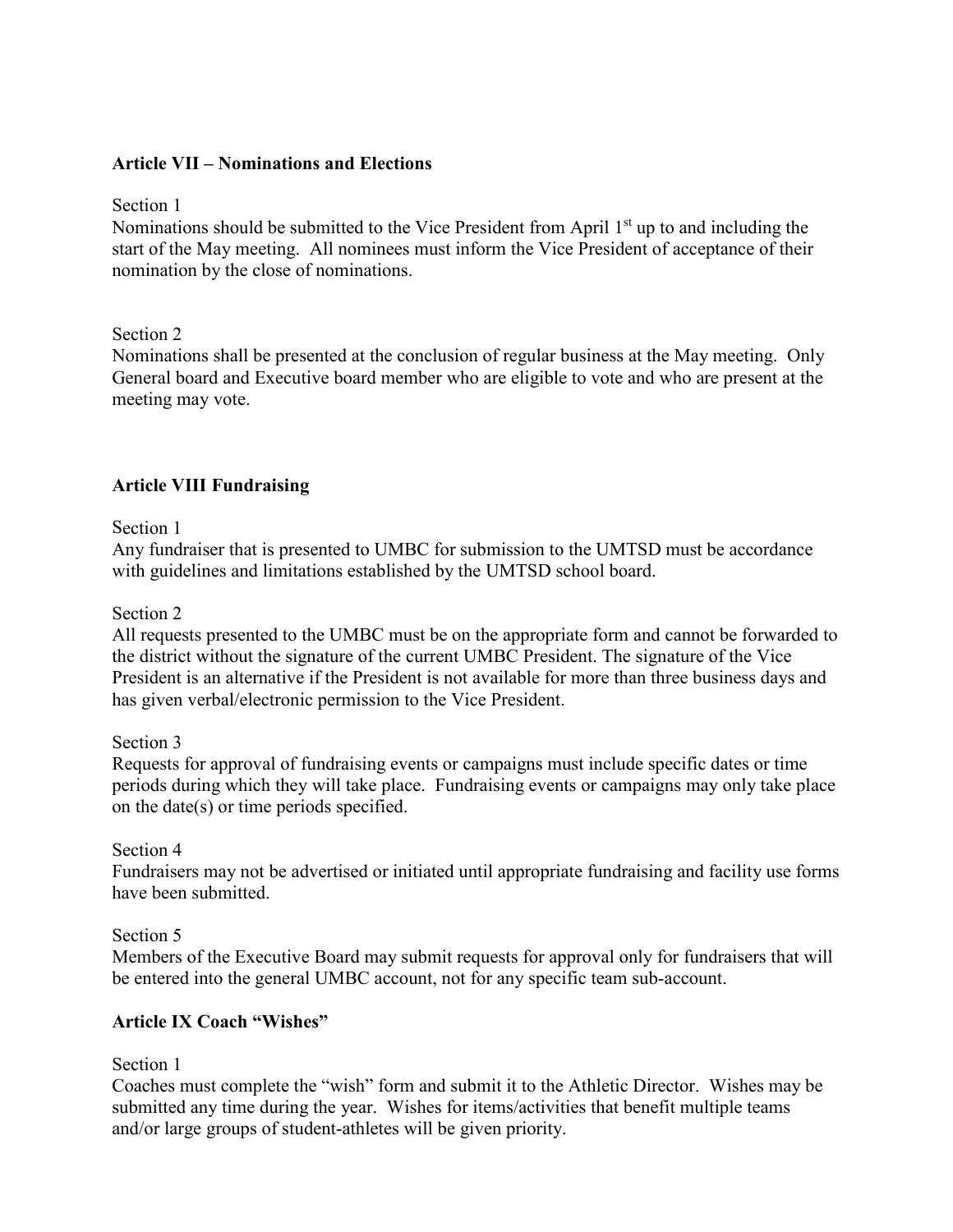**Article VII – Nominations and Elections**

Section 1

Nominations should be submitted to the Vice President from April 1st up to and including the start of the May meeting. All nominees must inform the Vice President of acceptance of their nomination by the close of nominations.

Section 2

Nominations shall be presented at the conclusion of regular business at the May meeting. Only General board and Executive board member who are eligible to vote and who are present at the meeting may vote.

**Article VIII Fundraising**

Section 1

Any fundraiser that is presented to UMBC for submission to the UMTSD must be accordance with guidelines and limitations established by the UMTSD school board.

Section 2

All requests presented to the UMBC must be on the appropriate form and cannot be forwarded to the district without the signature of the current UMBC President. The signature of the Vice President is an alternative if the President is not available for more than three business days and has given verbal/electronic permission to the Vice President.

Section 3

Requests for approval of fundraising events or campaigns must include specific dates or time periods during which they will take place. Fundraising events or campaigns may only take place on the date(s) or time periods specified.

Section 4

Fundraisers may not be advertised or initiated until appropriate fundraising and facility use forms have been submitted.

Section 5

Members of the Executive Board may submit requests for approval only for fundraisers that will be entered into the general UMBC account, not for any specific team sub-account.

**Article IX Coach "Wishes"**

Section 1

Coaches must complete the "wish" form and submit it to the Athletic Director. Wishes may be submitted any time during the year. Wishes for items/activities that benefit multiple teams and/or large groups of student-athletes will be given priority.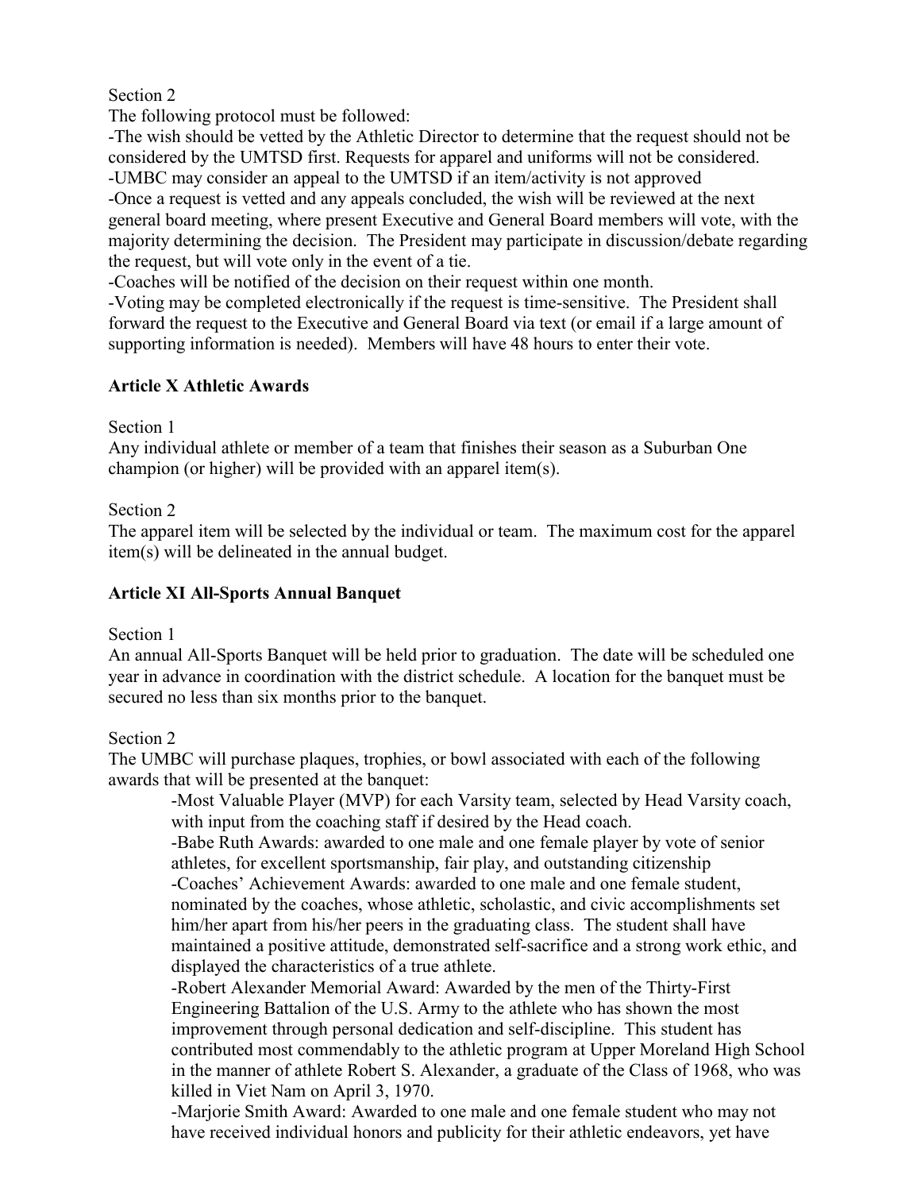Section 2

The following protocol must be followed:

-The wish should be vetted by the Athletic Director to determine that the request should not be considered by the UMTSD first. Requests for apparel and uniforms will not be considered.

-UMBC may consider an appeal to the UMTSD if an item/activity is not approved

-Once a request is vetted and any appeals concluded, the wish will be reviewed at the next general board meeting, where present Executive and General Board members will vote, with the majority determining the decision. The President may participate in discussion/debate regarding the request, but will vote only in the event of a tie.

-Coaches will be notified of the decision on their request within one month.

-Voting may be completed electronically if the request is time-sensitive. The President shall forward the request to the Executive and General Board via text (or email if a large amount of supporting information is needed). Members will have 48 hours to enter their vote.

## Article X Athletic Awards

Section 1

Any individual athlete or member of a team that finishes their season as a Suburban One champion (or higher) will be provided with an apparel item(s).

Section 2

The apparel item will be selected by the individual or team. The maximum cost for the apparel item(s) will be delineated in the annual budget.

## Article XI All-Sports Annual Banquet

Section 1

An annual All-Sports Banquet will be held prior to graduation. The date will be scheduled one year in advance in coordination with the district schedule. A location for the banquet must be secured no less than six months prior to the banquet.

Section 2

The UMBC will purchase plaques, trophies, or bowl associated with each of the following awards that will be presented at the banquet:

> -Most Valuable Player (MVP) for each Varsity team, selected by Head Varsity coach, with input from the coaching staff if desired by the Head coach.
>
> -Babe Ruth Awards: awarded to one male and one female player by vote of senior athletes, for excellent sportsmanship, fair play, and outstanding citizenship
>
> -Coaches' Achievement Awards: awarded to one male and one female student, nominated by the coaches, whose athletic, scholastic, and civic accomplishments set him/her apart from his/her peers in the graduating class. The student shall have maintained a positive attitude, demonstrated self-sacrifice and a strong work ethic, and displayed the characteristics of a true athlete.
>
> -Robert Alexander Memorial Award: Awarded by the men of the Thirty-First Engineering Battalion of the U.S. Army to the athlete who has shown the most improvement through personal dedication and self-discipline. This student has contributed most commendably to the athletic program at Upper Moreland High School in the manner of athlete Robert S. Alexander, a graduate of the Class of 1968, who was killed in Viet Nam on April 3, 1970.
>
> -Marjorie Smith Award: Awarded to one male and one female student who may not have received individual honors and publicity for their athletic endeavors, yet have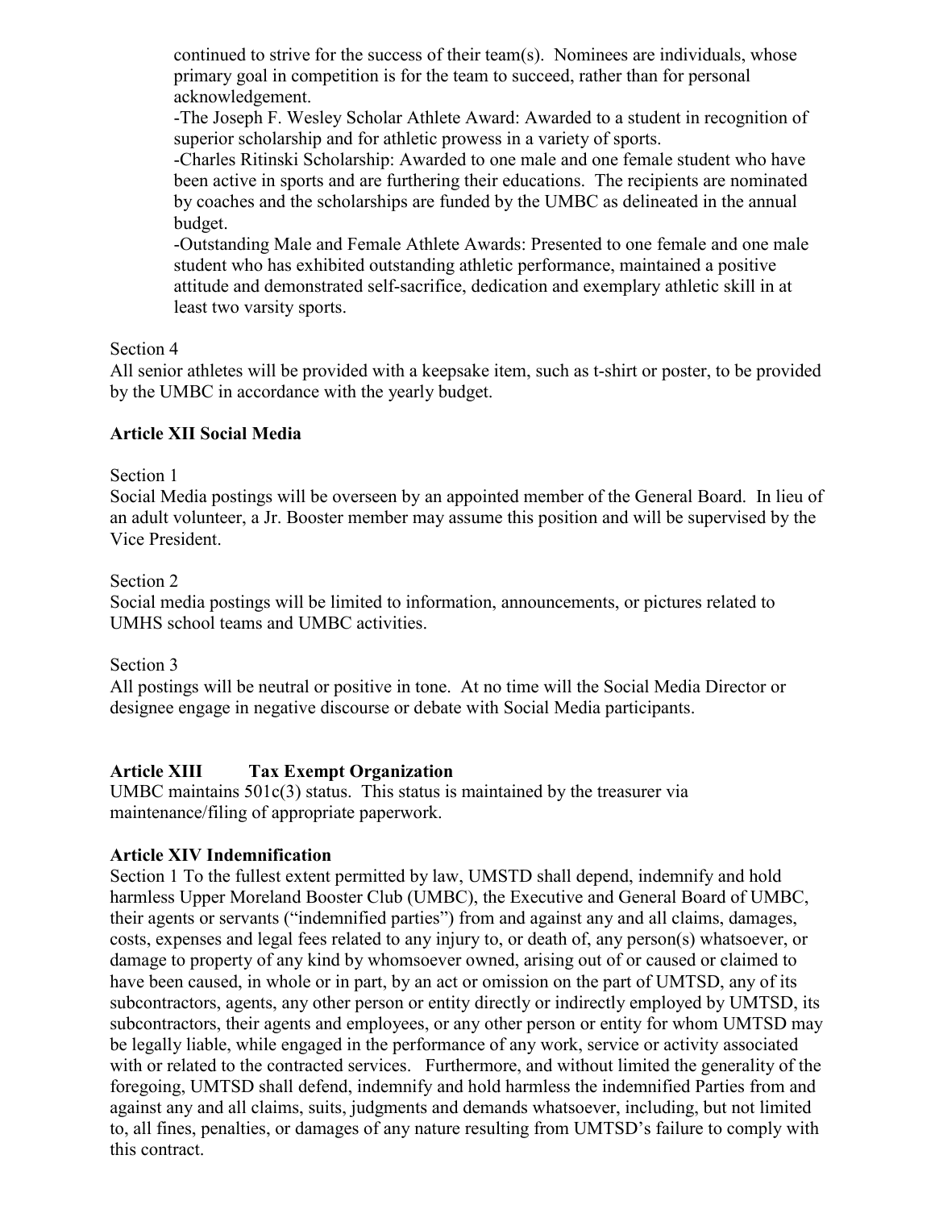continued to strive for the success of their team(s). Nominees are individuals, whose primary goal in competition is for the team to succeed, rather than for personal acknowledgement.

-The Joseph F. Wesley Scholar Athlete Award: Awarded to a student in recognition of superior scholarship and for athletic prowess in a variety of sports.

-Charles Ritinski Scholarship: Awarded to one male and one female student who have been active in sports and are furthering their educations. The recipients are nominated by coaches and the scholarships are funded by the UMBC as delineated in the annual budget.

-Outstanding Male and Female Athlete Awards: Presented to one female and one male student who has exhibited outstanding athletic performance, maintained a positive attitude and demonstrated self-sacrifice, dedication and exemplary athletic skill in at least two varsity sports.

Section 4

All senior athletes will be provided with a keepsake item, such as t-shirt or poster, to be provided by the UMBC in accordance with the yearly budget.

**Article XII Social Media**

Section 1

Social Media postings will be overseen by an appointed member of the General Board. In lieu of an adult volunteer, a Jr. Booster member may assume this position and will be supervised by the Vice President.

Section 2

Social media postings will be limited to information, announcements, or pictures related to UMHS school teams and UMBC activities.

Section 3

All postings will be neutral or positive in tone. At no time will the Social Media Director or designee engage in negative discourse or debate with Social Media participants.

**Article XIII Tax Exempt Organization**

UMBC maintains 501c(3) status. This status is maintained by the treasurer via maintenance/filing of appropriate paperwork.

**Article XIV Indemnification**

Section 1 To the fullest extent permitted by law, UMSTD shall depend, indemnify and hold harmless Upper Moreland Booster Club (UMBC), the Executive and General Board of UMBC, their agents or servants ("indemnified parties") from and against any and all claims, damages, costs, expenses and legal fees related to any injury to, or death of, any person(s) whatsoever, or damage to property of any kind by whomsoever owned, arising out of or caused or claimed to have been caused, in whole or in part, by an act or omission on the part of UMTSD, any of its subcontractors, agents, any other person or entity directly or indirectly employed by UMTSD, its subcontractors, their agents and employees, or any other person or entity for whom UMTSD may be legally liable, while engaged in the performance of any work, service or activity associated with or related to the contracted services. Furthermore, and without limited the generality of the foregoing, UMTSD shall defend, indemnify and hold harmless the indemnified Parties from and against any and all claims, suits, judgments and demands whatsoever, including, but not limited to, all fines, penalties, or damages of any nature resulting from UMTSD's failure to comply with this contract.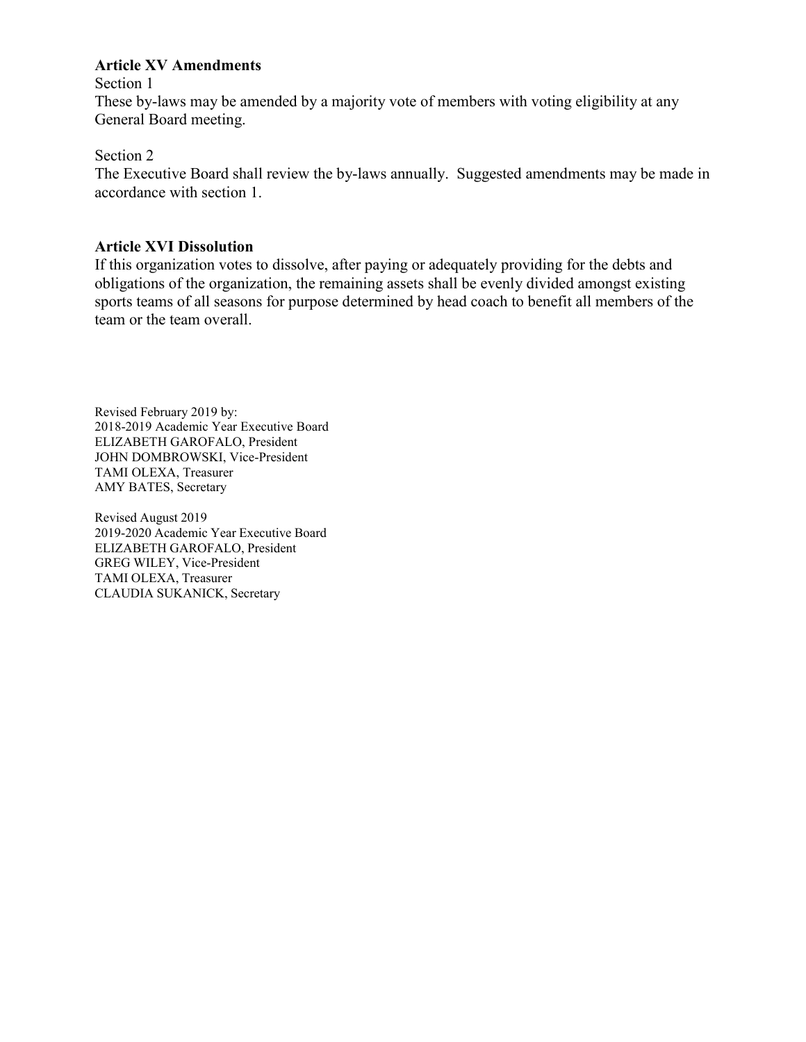**Article XV Amendments**

Section 1

These by-laws may be amended by a majority vote of members with voting eligibility at any General Board meeting.

Section 2

The Executive Board shall review the by-laws annually. Suggested amendments may be made in accordance with section 1.

**Article XVI Dissolution**

If this organization votes to dissolve, after paying or adequately providing for the debts and obligations of the organization, the remaining assets shall be evenly divided amongst existing sports teams of all seasons for purpose determined by head coach to benefit all members of the team or the team overall.

Revised February 2019 by:
2018-2019 Academic Year Executive Board
ELIZABETH GAROFALO, President
JOHN DOMBROWSKI, Vice-President
TAMI OLEXA, Treasurer
AMY BATES, Secretary

Revised August 2019
2019-2020 Academic Year Executive Board
ELIZABETH GAROFALO, President
GREG WILEY, Vice-President
TAMI OLEXA, Treasurer
CLAUDIA SUKANICK, Secretary